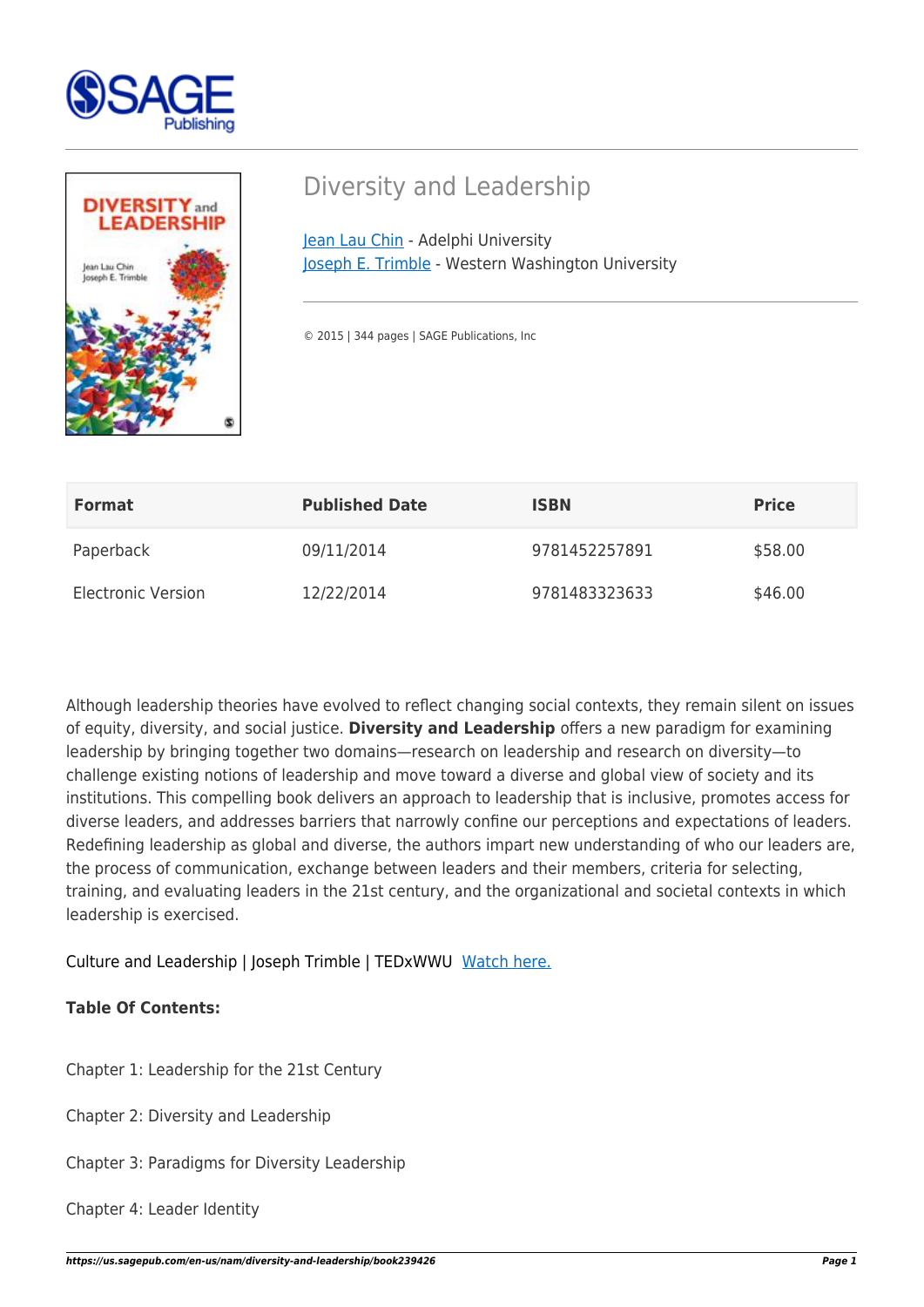# Diversity and Leadership

Jean Lau Chin - Adelphi University
Joseph E. Trimble - Western Washington University

© 2015 | 344 pages | SAGE Publications, Inc

| Format | Published Date | ISBN | Price |
|---|---|---|---|
| Paperback | 09/11/2014 | 9781452257891 | $58.00 |
| Electronic Version | 12/22/2014 | 9781483323633 | $46.00 |

Although leadership theories have evolved to reflect changing social contexts, they remain silent on issues of equity, diversity, and social justice. **Diversity and Leadership** offers a new paradigm for examining leadership by bringing together two domains—research on leadership and research on diversity—to challenge existing notions of leadership and move toward a diverse and global view of society and its institutions. This compelling book delivers an approach to leadership that is inclusive, promotes access for diverse leaders, and addresses barriers that narrowly confine our perceptions and expectations of leaders. Redefining leadership as global and diverse, the authors impart new understanding of who our leaders are, the process of communication, exchange between leaders and their members, criteria for selecting, training, and evaluating leaders in the 21st century, and the organizational and societal contexts in which leadership is exercised.

Culture and Leadership | Joseph Trimble | TEDxWWU Watch here.

**Table Of Contents:**

Chapter 1: Leadership for the 21st Century

Chapter 2: Diversity and Leadership

Chapter 3: Paradigms for Diversity Leadership

Chapter 4: Leader Identity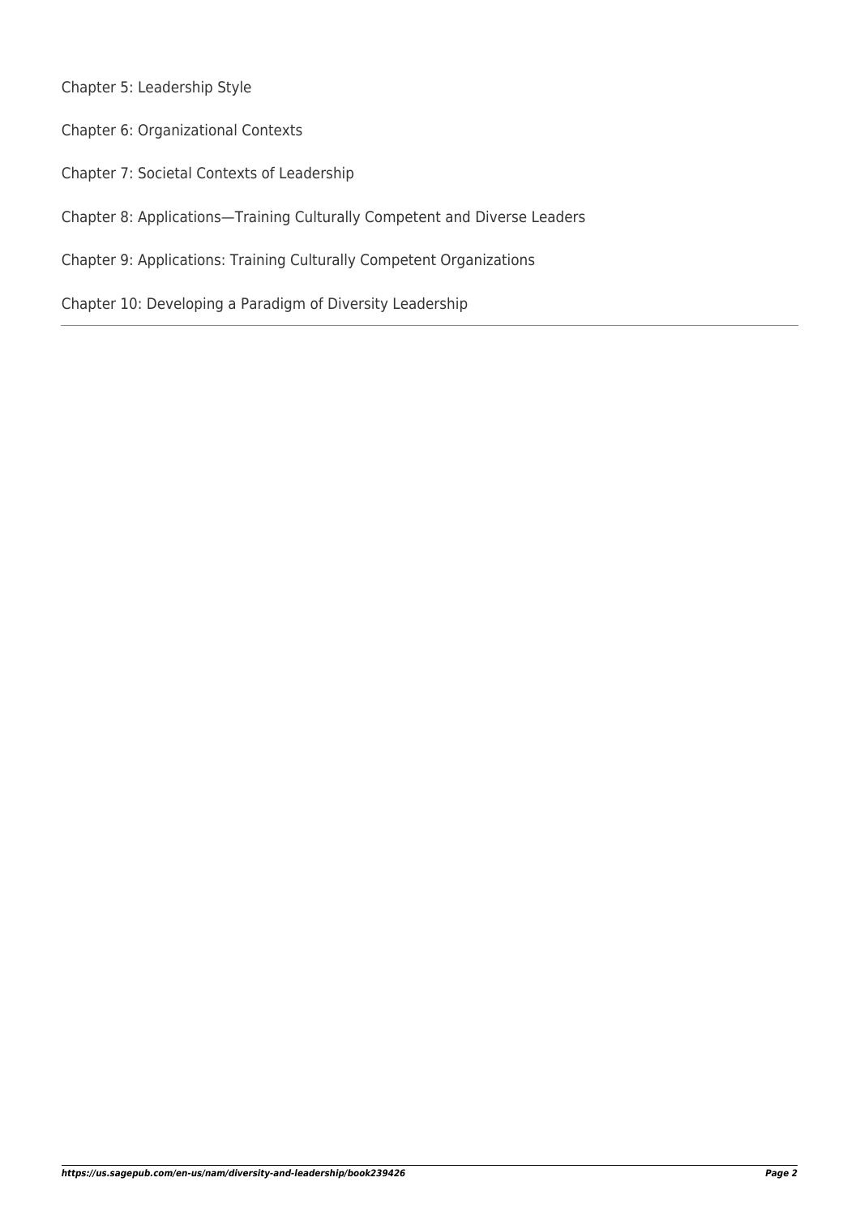Chapter 5: Leadership Style

Chapter 6: Organizational Contexts

Chapter 7: Societal Contexts of Leadership

Chapter 8: Applications—Training Culturally Competent and Diverse Leaders

Chapter 9: Applications: Training Culturally Competent Organizations

Chapter 10: Developing a Paradigm of Diversity Leadership